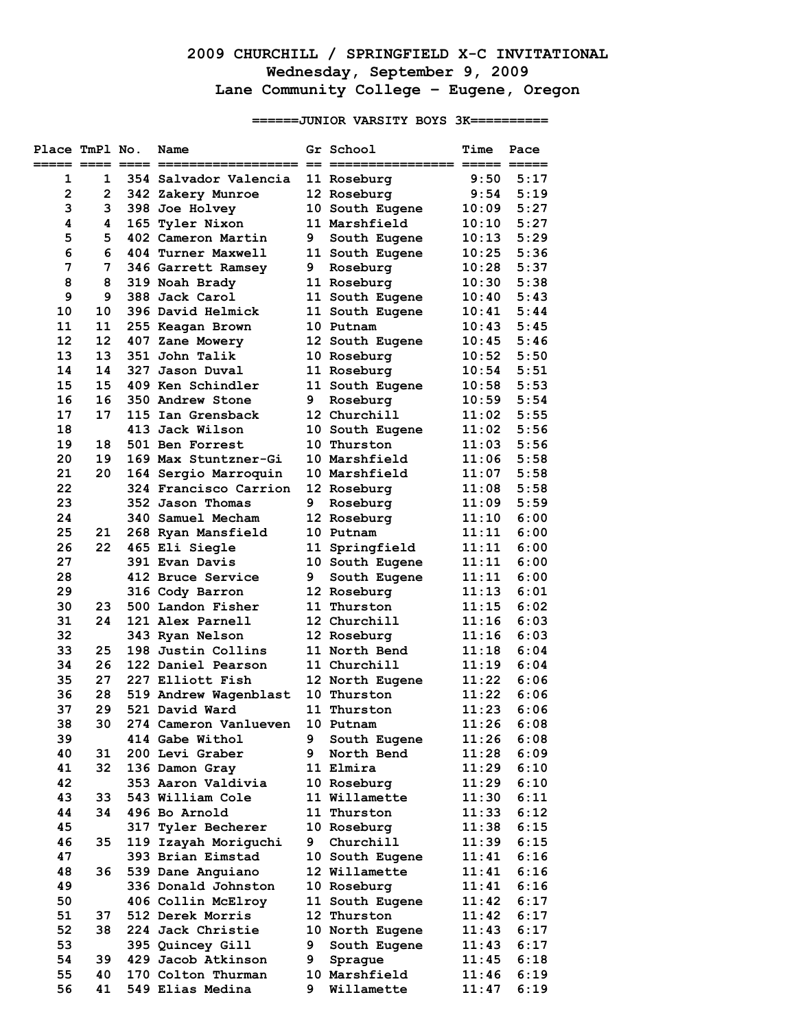# 2009 CHURCHILL / SPRINGFIELD X-C INVITATIONAL

## Wednesday, September 9, 2009

## Lane Community College - Eugene, Oregon

### ======JUNIOR VARSITY BOYS 3K==========

| Place | TmPl | No. | Name | Gr | School | Time | Pace |
|---|---|---|---|---|---|---|---|
| 1 | 1 | 354 | Salvador Valencia | 11 | Roseburg | 9:50 | 5:17 |
| 2 | 2 | 342 | Zakery Munroe | 12 | Roseburg | 9:54 | 5:19 |
| 3 | 3 | 398 | Joe Holvey | 10 | South Eugene | 10:09 | 5:27 |
| 4 | 4 | 165 | Tyler Nixon | 11 | Marshfield | 10:10 | 5:27 |
| 5 | 5 | 402 | Cameron Martin | 9 | South Eugene | 10:13 | 5:29 |
| 6 | 6 | 404 | Turner Maxwell | 11 | South Eugene | 10:25 | 5:36 |
| 7 | 7 | 346 | Garrett Ramsey | 9 | Roseburg | 10:28 | 5:37 |
| 8 | 8 | 319 | Noah Brady | 11 | Roseburg | 10:30 | 5:38 |
| 9 | 9 | 388 | Jack Carol | 11 | South Eugene | 10:40 | 5:43 |
| 10 | 10 | 396 | David Helmick | 11 | South Eugene | 10:41 | 5:44 |
| 11 | 11 | 255 | Keagan Brown | 10 | Putnam | 10:43 | 5:45 |
| 12 | 12 | 407 | Zane Mowery | 12 | South Eugene | 10:45 | 5:46 |
| 13 | 13 | 351 | John Talik | 10 | Roseburg | 10:52 | 5:50 |
| 14 | 14 | 327 | Jason Duval | 11 | Roseburg | 10:54 | 5:51 |
| 15 | 15 | 409 | Ken Schindler | 11 | South Eugene | 10:58 | 5:53 |
| 16 | 16 | 350 | Andrew Stone | 9 | Roseburg | 10:59 | 5:54 |
| 17 | 17 | 115 | Ian Grensback | 12 | Churchill | 11:02 | 5:55 |
| 18 | | 413 | Jack Wilson | 10 | South Eugene | 11:02 | 5:56 |
| 19 | 18 | 501 | Ben Forrest | 10 | Thurston | 11:03 | 5:56 |
| 20 | 19 | 169 | Max Stuntzner-Gi | 10 | Marshfield | 11:06 | 5:58 |
| 21 | 20 | 164 | Sergio Marroquin | 10 | Marshfield | 11:07 | 5:58 |
| 22 | | 324 | Francisco Carrion | 12 | Roseburg | 11:08 | 5:58 |
| 23 | | 352 | Jason Thomas | 9 | Roseburg | 11:09 | 5:59 |
| 24 | | 340 | Samuel Mecham | 12 | Roseburg | 11:10 | 6:00 |
| 25 | 21 | 268 | Ryan Mansfield | 10 | Putnam | 11:11 | 6:00 |
| 26 | 22 | 465 | Eli Siegle | 11 | Springfield | 11:11 | 6:00 |
| 27 | | 391 | Evan Davis | 10 | South Eugene | 11:11 | 6:00 |
| 28 | | 412 | Bruce Service | 9 | South Eugene | 11:11 | 6:00 |
| 29 | | 316 | Cody Barron | 12 | Roseburg | 11:13 | 6:01 |
| 30 | 23 | 500 | Landon Fisher | 11 | Thurston | 11:15 | 6:02 |
| 31 | 24 | 121 | Alex Parnell | 12 | Churchill | 11:16 | 6:03 |
| 32 | | 343 | Ryan Nelson | 12 | Roseburg | 11:16 | 6:03 |
| 33 | 25 | 198 | Justin Collins | 11 | North Bend | 11:18 | 6:04 |
| 34 | 26 | 122 | Daniel Pearson | 11 | Churchill | 11:19 | 6:04 |
| 35 | 27 | 227 | Elliott Fish | 12 | North Eugene | 11:22 | 6:06 |
| 36 | 28 | 519 | Andrew Wagenblast | 10 | Thurston | 11:22 | 6:06 |
| 37 | 29 | 521 | David Ward | 11 | Thurston | 11:23 | 6:06 |
| 38 | 30 | 274 | Cameron Vanlueven | 10 | Putnam | 11:26 | 6:08 |
| 39 | | 414 | Gabe Withol | 9 | South Eugene | 11:26 | 6:08 |
| 40 | 31 | 200 | Levi Graber | 9 | North Bend | 11:28 | 6:09 |
| 41 | 32 | 136 | Damon Gray | 11 | Elmira | 11:29 | 6:10 |
| 42 | | 353 | Aaron Valdivia | 10 | Roseburg | 11:29 | 6:10 |
| 43 | 33 | 543 | William Cole | 11 | Willamette | 11:30 | 6:11 |
| 44 | 34 | 496 | Bo Arnold | 11 | Thurston | 11:33 | 6:12 |
| 45 | | 317 | Tyler Becherer | 10 | Roseburg | 11:38 | 6:15 |
| 46 | 35 | 119 | Izayah Moriguchi | 9 | Churchill | 11:39 | 6:15 |
| 47 | | 393 | Brian Eimstad | 10 | South Eugene | 11:41 | 6:16 |
| 48 | 36 | 539 | Dane Anguiano | 12 | Willamette | 11:41 | 6:16 |
| 49 | | 336 | Donald Johnston | 10 | Roseburg | 11:41 | 6:16 |
| 50 | | 406 | Collin McElroy | 11 | South Eugene | 11:42 | 6:17 |
| 51 | 37 | 512 | Derek Morris | 12 | Thurston | 11:42 | 6:17 |
| 52 | 38 | 224 | Jack Christie | 10 | North Eugene | 11:43 | 6:17 |
| 53 | | 395 | Quincey Gill | 9 | South Eugene | 11:43 | 6:17 |
| 54 | 39 | 429 | Jacob Atkinson | 9 | Sprague | 11:45 | 6:18 |
| 55 | 40 | 170 | Colton Thurman | 10 | Marshfield | 11:46 | 6:19 |
| 56 | 41 | 549 | Elias Medina | 9 | Willamette | 11:47 | 6:19 |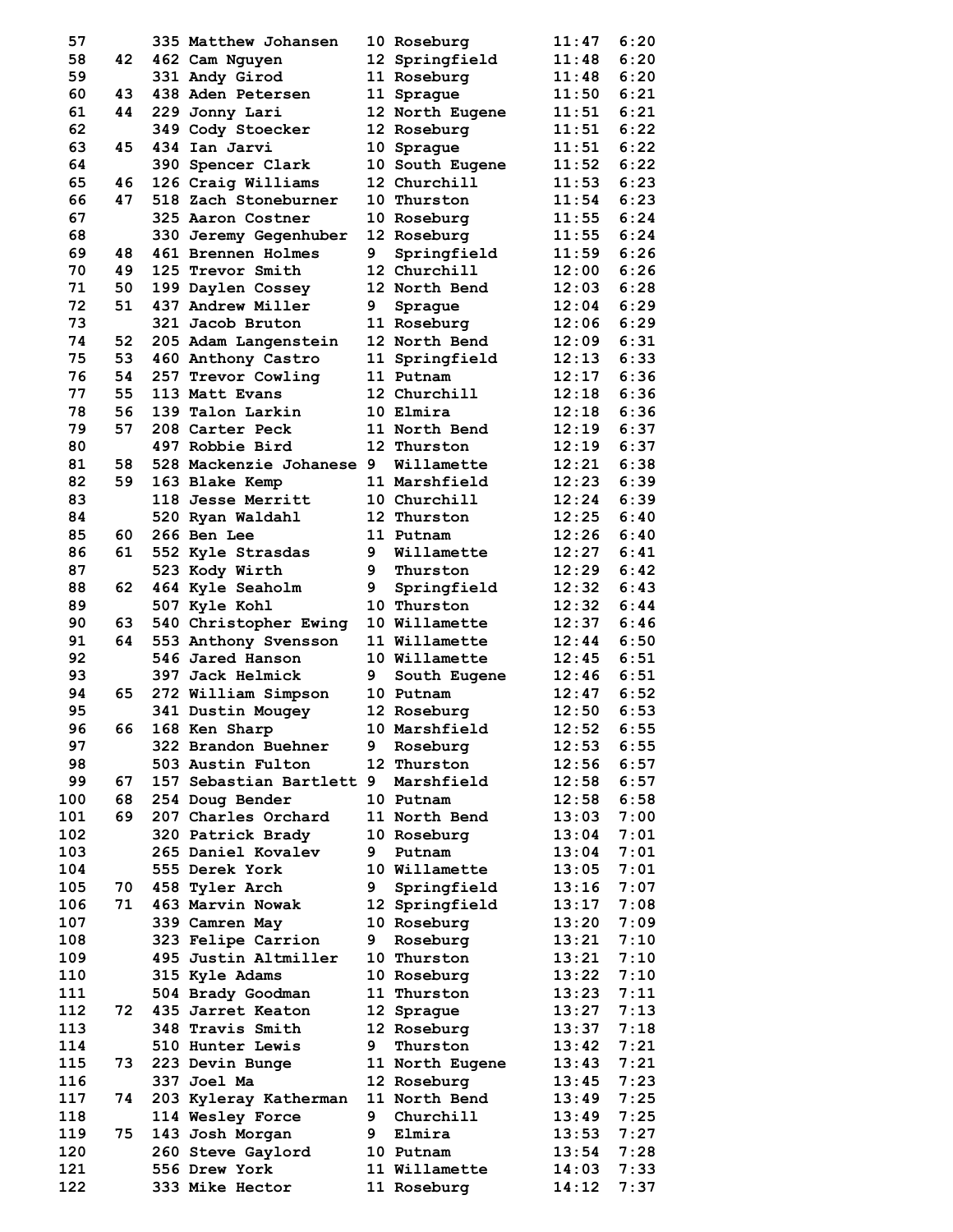| Place | Team Place | No. | Name | Grade | School | Time | Pace |
|---|---|---|---|---|---|---|---|
| 57 | | 335 | Matthew Johansen | 10 | Roseburg | 11:47 | 6:20 |
| 58 | 42 | 462 | Cam Nguyen | 12 | Springfield | 11:48 | 6:20 |
| 59 | | 331 | Andy Girod | 11 | Roseburg | 11:48 | 6:20 |
| 60 | 43 | 438 | Aden Petersen | 11 | Sprague | 11:50 | 6:21 |
| 61 | 44 | 229 | Jonny Lari | 12 | North Eugene | 11:51 | 6:21 |
| 62 | | 349 | Cody Stoecker | 12 | Roseburg | 11:51 | 6:22 |
| 63 | 45 | 434 | Ian Jarvi | 10 | Sprague | 11:51 | 6:22 |
| 64 | | 390 | Spencer Clark | 10 | South Eugene | 11:52 | 6:22 |
| 65 | 46 | 126 | Craig Williams | 12 | Churchill | 11:53 | 6:23 |
| 66 | 47 | 518 | Zach Stoneburner | 10 | Thurston | 11:54 | 6:23 |
| 67 | | 325 | Aaron Costner | 10 | Roseburg | 11:55 | 6:24 |
| 68 | | 330 | Jeremy Gegenhuber | 12 | Roseburg | 11:55 | 6:24 |
| 69 | 48 | 461 | Brennen Holmes | 9 | Springfield | 11:59 | 6:26 |
| 70 | 49 | 125 | Trevor Smith | 12 | Churchill | 12:00 | 6:26 |
| 71 | 50 | 199 | Daylen Cossey | 12 | North Bend | 12:03 | 6:28 |
| 72 | 51 | 437 | Andrew Miller | 9 | Sprague | 12:04 | 6:29 |
| 73 | | 321 | Jacob Bruton | 11 | Roseburg | 12:06 | 6:29 |
| 74 | 52 | 205 | Adam Langenstein | 12 | North Bend | 12:09 | 6:31 |
| 75 | 53 | 460 | Anthony Castro | 11 | Springfield | 12:13 | 6:33 |
| 76 | 54 | 257 | Trevor Cowling | 11 | Putnam | 12:17 | 6:36 |
| 77 | 55 | 113 | Matt Evans | 12 | Churchill | 12:18 | 6:36 |
| 78 | 56 | 139 | Talon Larkin | 10 | Elmira | 12:18 | 6:36 |
| 79 | 57 | 208 | Carter Peck | 11 | North Bend | 12:19 | 6:37 |
| 80 | | 497 | Robbie Bird | 12 | Thurston | 12:19 | 6:37 |
| 81 | 58 | 528 | Mackenzie Johanese | 9 | Willamette | 12:21 | 6:38 |
| 82 | 59 | 163 | Blake Kemp | 11 | Marshfield | 12:23 | 6:39 |
| 83 | | 118 | Jesse Merritt | 10 | Churchill | 12:24 | 6:39 |
| 84 | | 520 | Ryan Waldahl | 12 | Thurston | 12:25 | 6:40 |
| 85 | 60 | 266 | Ben Lee | 11 | Putnam | 12:26 | 6:40 |
| 86 | 61 | 552 | Kyle Strasdas | 9 | Willamette | 12:27 | 6:41 |
| 87 | | 523 | Kody Wirth | 9 | Thurston | 12:29 | 6:42 |
| 88 | 62 | 464 | Kyle Seaholm | 9 | Springfield | 12:32 | 6:43 |
| 89 | | 507 | Kyle Kohl | 10 | Thurston | 12:32 | 6:44 |
| 90 | 63 | 540 | Christopher Ewing | 10 | Willamette | 12:37 | 6:46 |
| 91 | 64 | 553 | Anthony Svensson | 11 | Willamette | 12:44 | 6:50 |
| 92 | | 546 | Jared Hanson | 10 | Willamette | 12:45 | 6:51 |
| 93 | | 397 | Jack Helmick | 9 | South Eugene | 12:46 | 6:51 |
| 94 | 65 | 272 | William Simpson | 10 | Putnam | 12:47 | 6:52 |
| 95 | | 341 | Dustin Mougey | 12 | Roseburg | 12:50 | 6:53 |
| 96 | 66 | 168 | Ken Sharp | 10 | Marshfield | 12:52 | 6:55 |
| 97 | | 322 | Brandon Buehner | 9 | Roseburg | 12:53 | 6:55 |
| 98 | | 503 | Austin Fulton | 12 | Thurston | 12:56 | 6:57 |
| 99 | 67 | 157 | Sebastian Bartlett | 9 | Marshfield | 12:58 | 6:57 |
| 100 | 68 | 254 | Doug Bender | 10 | Putnam | 12:58 | 6:58 |
| 101 | 69 | 207 | Charles Orchard | 11 | North Bend | 13:03 | 7:00 |
| 102 | | 320 | Patrick Brady | 10 | Roseburg | 13:04 | 7:01 |
| 103 | | 265 | Daniel Kovalev | 9 | Putnam | 13:04 | 7:01 |
| 104 | | 555 | Derek York | 10 | Willamette | 13:05 | 7:01 |
| 105 | 70 | 458 | Tyler Arch | 9 | Springfield | 13:16 | 7:07 |
| 106 | 71 | 463 | Marvin Nowak | 12 | Springfield | 13:17 | 7:08 |
| 107 | | 339 | Camren May | 10 | Roseburg | 13:20 | 7:09 |
| 108 | | 323 | Felipe Carrion | 9 | Roseburg | 13:21 | 7:10 |
| 109 | | 495 | Justin Altmiller | 10 | Thurston | 13:21 | 7:10 |
| 110 | | 315 | Kyle Adams | 10 | Roseburg | 13:22 | 7:10 |
| 111 | | 504 | Brady Goodman | 11 | Thurston | 13:23 | 7:11 |
| 112 | 72 | 435 | Jarret Keaton | 12 | Sprague | 13:27 | 7:13 |
| 113 | | 348 | Travis Smith | 12 | Roseburg | 13:37 | 7:18 |
| 114 | | 510 | Hunter Lewis | 9 | Thurston | 13:42 | 7:21 |
| 115 | 73 | 223 | Devin Bunge | 11 | North Eugene | 13:43 | 7:21 |
| 116 | | 337 | Joel Ma | 12 | Roseburg | 13:45 | 7:23 |
| 117 | 74 | 203 | Kyleray Katherman | 11 | North Bend | 13:49 | 7:25 |
| 118 | | 114 | Wesley Force | 9 | Churchill | 13:49 | 7:25 |
| 119 | 75 | 143 | Josh Morgan | 9 | Elmira | 13:53 | 7:27 |
| 120 | | 260 | Steve Gaylord | 10 | Putnam | 13:54 | 7:28 |
| 121 | | 556 | Drew York | 11 | Willamette | 14:03 | 7:33 |
| 122 | | 333 | Mike Hector | 11 | Roseburg | 14:12 | 7:37 |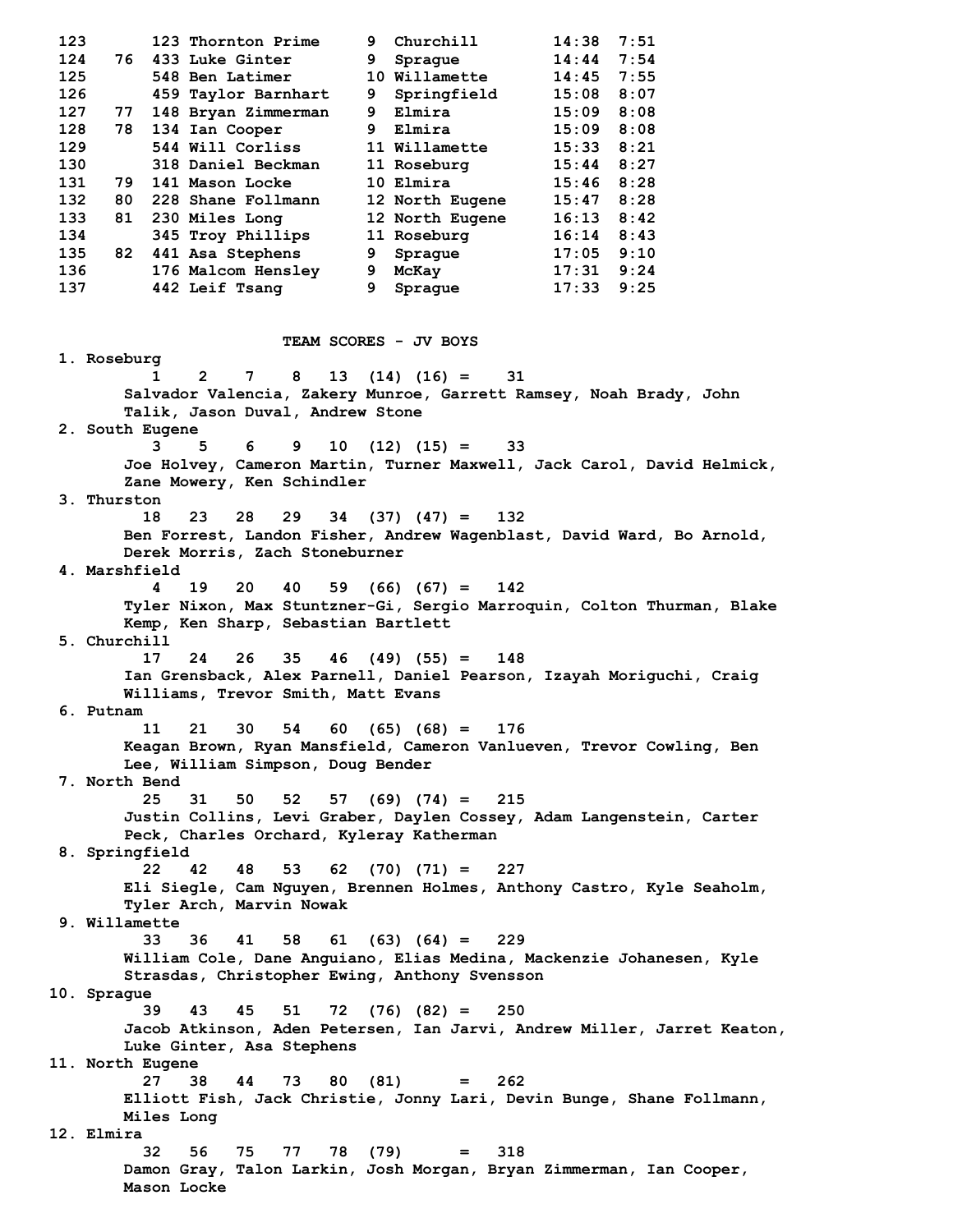| Place | Team Place | Bib | Name | Grade | School | Time | Pace |
|---|---|---|---|---|---|---|---|
| 123 | | 123 | Thornton Prime | 9 | Churchill | 14:38 | 7:51 |
| 124 | 76 | 433 | Luke Ginter | 9 | Sprague | 14:44 | 7:54 |
| 125 | | 548 | Ben Latimer | 10 | Willamette | 14:45 | 7:55 |
| 126 | | 459 | Taylor Barnhart | 9 | Springfield | 15:08 | 8:07 |
| 127 | 77 | 148 | Bryan Zimmerman | 9 | Elmira | 15:09 | 8:08 |
| 128 | 78 | 134 | Ian Cooper | 9 | Elmira | 15:09 | 8:08 |
| 129 | | 544 | Will Corliss | 11 | Willamette | 15:33 | 8:21 |
| 130 | | 318 | Daniel Beckman | 11 | Roseburg | 15:44 | 8:27 |
| 131 | 79 | 141 | Mason Locke | 10 | Elmira | 15:46 | 8:28 |
| 132 | 80 | 228 | Shane Follmann | 12 | North Eugene | 15:47 | 8:28 |
| 133 | 81 | 230 | Miles Long | 12 | North Eugene | 16:13 | 8:42 |
| 134 | | 345 | Troy Phillips | 11 | Roseburg | 16:14 | 8:43 |
| 135 | 82 | 441 | Asa Stephens | 9 | Sprague | 17:05 | 9:10 |
| 136 | | 176 | Malcom Hensley | 9 | McKay | 17:31 | 9:24 |
| 137 | | 442 | Leif Tsang | 9 | Sprague | 17:33 | 9:25 |

## TEAM SCORES - JV BOYS

1. Roseburg
   1 2 7 8 13 (14) (16) = 31
   Salvador Valencia, Zakery Munroe, Garrett Ramsey, Noah Brady, John Talik, Jason Duval, Andrew Stone
2. South Eugene
   3 5 6 9 10 (12) (15) = 33
   Joe Holvey, Cameron Martin, Turner Maxwell, Jack Carol, David Helmick, Zane Mowery, Ken Schindler
3. Thurston
   18 23 28 29 34 (37) (47) = 132
   Ben Forrest, Landon Fisher, Andrew Wagenblast, David Ward, Bo Arnold, Derek Morris, Zach Stoneburner
4. Marshfield
   4 19 20 40 59 (66) (67) = 142
   Tyler Nixon, Max Stuntzner-Gi, Sergio Marroquin, Colton Thurman, Blake Kemp, Ken Sharp, Sebastian Bartlett
5. Churchill
   17 24 26 35 46 (49) (55) = 148
   Ian Grensback, Alex Parnell, Daniel Pearson, Izayah Moriguchi, Craig Williams, Trevor Smith, Matt Evans
6. Putnam
   11 21 30 54 60 (65) (68) = 176
   Keagan Brown, Ryan Mansfield, Cameron Vanlueven, Trevor Cowling, Ben Lee, William Simpson, Doug Bender
7. North Bend
   25 31 50 52 57 (69) (74) = 215
   Justin Collins, Levi Graber, Daylen Cossey, Adam Langenstein, Carter Peck, Charles Orchard, Kyleray Katherman
8. Springfield
   22 42 48 53 62 (70) (71) = 227
   Eli Siegle, Cam Nguyen, Brennen Holmes, Anthony Castro, Kyle Seaholm, Tyler Arch, Marvin Nowak
9. Willamette
   33 36 41 58 61 (63) (64) = 229
   William Cole, Dane Anguiano, Elias Medina, Mackenzie Johanesen, Kyle Strasdas, Christopher Ewing, Anthony Svensson
10. Sprague
    39 43 45 51 72 (76) (82) = 250
    Jacob Atkinson, Aden Petersen, Ian Jarvi, Andrew Miller, Jarret Keaton, Luke Ginter, Asa Stephens
11. North Eugene
    27 38 44 73 80 (81) = 262
    Elliott Fish, Jack Christie, Jonny Lari, Devin Bunge, Shane Follmann, Miles Long
12. Elmira
    32 56 75 77 78 (79) = 318
    Damon Gray, Talon Larkin, Josh Morgan, Bryan Zimmerman, Ian Cooper, Mason Locke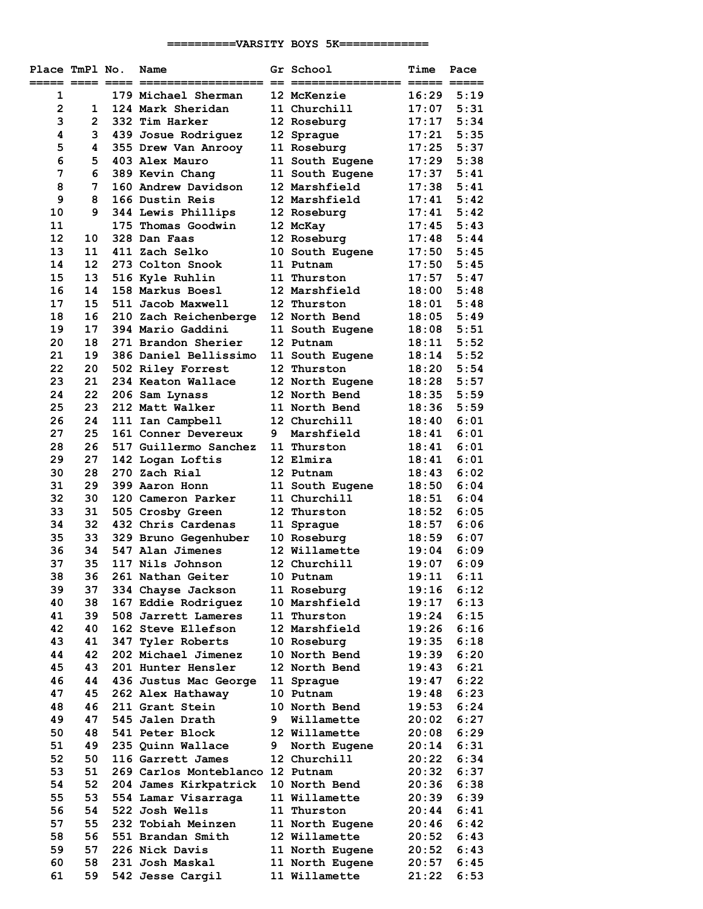## ==========VARSITY BOYS 5K=============

| Place | TmPl | No. | Name | Gr | School | Time | Pace |
|---|---|---|---|---|---|---|---|
| 1 | | 179 | Michael Sherman | 12 | McKenzie | 16:29 | 5:19 |
| 2 | 1 | 124 | Mark Sheridan | 11 | Churchill | 17:07 | 5:31 |
| 3 | 2 | 332 | Tim Harker | 12 | Roseburg | 17:17 | 5:34 |
| 4 | 3 | 439 | Josue Rodriguez | 12 | Sprague | 17:21 | 5:35 |
| 5 | 4 | 355 | Drew Van Anrooy | 11 | Roseburg | 17:25 | 5:37 |
| 6 | 5 | 403 | Alex Mauro | 11 | South Eugene | 17:29 | 5:38 |
| 7 | 6 | 389 | Kevin Chang | 11 | South Eugene | 17:37 | 5:41 |
| 8 | 7 | 160 | Andrew Davidson | 12 | Marshfield | 17:38 | 5:41 |
| 9 | 8 | 166 | Dustin Reis | 12 | Marshfield | 17:41 | 5:42 |
| 10 | 9 | 344 | Lewis Phillips | 12 | Roseburg | 17:41 | 5:42 |
| 11 | | 175 | Thomas Goodwin | 12 | McKay | 17:45 | 5:43 |
| 12 | 10 | 328 | Dan Faas | 12 | Roseburg | 17:48 | 5:44 |
| 13 | 11 | 411 | Zach Selko | 10 | South Eugene | 17:50 | 5:45 |
| 14 | 12 | 273 | Colton Snook | 11 | Putnam | 17:50 | 5:45 |
| 15 | 13 | 516 | Kyle Ruhlin | 11 | Thurston | 17:57 | 5:47 |
| 16 | 14 | 158 | Markus Boesl | 12 | Marshfield | 18:00 | 5:48 |
| 17 | 15 | 511 | Jacob Maxwell | 12 | Thurston | 18:01 | 5:48 |
| 18 | 16 | 210 | Zach Reichenberge | 12 | North Bend | 18:05 | 5:49 |
| 19 | 17 | 394 | Mario Gaddini | 11 | South Eugene | 18:08 | 5:51 |
| 20 | 18 | 271 | Brandon Sherier | 12 | Putnam | 18:11 | 5:52 |
| 21 | 19 | 386 | Daniel Bellissimo | 11 | South Eugene | 18:14 | 5:52 |
| 22 | 20 | 502 | Riley Forrest | 12 | Thurston | 18:20 | 5:54 |
| 23 | 21 | 234 | Keaton Wallace | 12 | North Eugene | 18:28 | 5:57 |
| 24 | 22 | 206 | Sam Lynass | 12 | North Bend | 18:35 | 5:59 |
| 25 | 23 | 212 | Matt Walker | 11 | North Bend | 18:36 | 5:59 |
| 26 | 24 | 111 | Ian Campbell | 12 | Churchill | 18:40 | 6:01 |
| 27 | 25 | 161 | Conner Devereux | 9 | Marshfield | 18:41 | 6:01 |
| 28 | 26 | 517 | Guillermo Sanchez | 11 | Thurston | 18:41 | 6:01 |
| 29 | 27 | 142 | Logan Loftis | 12 | Elmira | 18:41 | 6:01 |
| 30 | 28 | 270 | Zach Rial | 12 | Putnam | 18:43 | 6:02 |
| 31 | 29 | 399 | Aaron Honn | 11 | South Eugene | 18:50 | 6:04 |
| 32 | 30 | 120 | Cameron Parker | 11 | Churchill | 18:51 | 6:04 |
| 33 | 31 | 505 | Crosby Green | 12 | Thurston | 18:52 | 6:05 |
| 34 | 32 | 432 | Chris Cardenas | 11 | Sprague | 18:57 | 6:06 |
| 35 | 33 | 329 | Bruno Gegenhuber | 10 | Roseburg | 18:59 | 6:07 |
| 36 | 34 | 547 | Alan Jimenes | 12 | Willamette | 19:04 | 6:09 |
| 37 | 35 | 117 | Nils Johnson | 12 | Churchill | 19:07 | 6:09 |
| 38 | 36 | 261 | Nathan Geiter | 10 | Putnam | 19:11 | 6:11 |
| 39 | 37 | 334 | Chayse Jackson | 11 | Roseburg | 19:16 | 6:12 |
| 40 | 38 | 167 | Eddie Rodriguez | 10 | Marshfield | 19:17 | 6:13 |
| 41 | 39 | 508 | Jarrett Lameres | 11 | Thurston | 19:24 | 6:15 |
| 42 | 40 | 162 | Steve Ellefson | 12 | Marshfield | 19:26 | 6:16 |
| 43 | 41 | 347 | Tyler Roberts | 10 | Roseburg | 19:35 | 6:18 |
| 44 | 42 | 202 | Michael Jimenez | 10 | North Bend | 19:39 | 6:20 |
| 45 | 43 | 201 | Hunter Hensler | 12 | North Bend | 19:43 | 6:21 |
| 46 | 44 | 436 | Justus Mac George | 11 | Sprague | 19:47 | 6:22 |
| 47 | 45 | 262 | Alex Hathaway | 10 | Putnam | 19:48 | 6:23 |
| 48 | 46 | 211 | Grant Stein | 10 | North Bend | 19:53 | 6:24 |
| 49 | 47 | 545 | Jalen Drath | 9 | Willamette | 20:02 | 6:27 |
| 50 | 48 | 541 | Peter Block | 12 | Willamette | 20:08 | 6:29 |
| 51 | 49 | 235 | Quinn Wallace | 9 | North Eugene | 20:14 | 6:31 |
| 52 | 50 | 116 | Garrett James | 12 | Churchill | 20:22 | 6:34 |
| 53 | 51 | 269 | Carlos Monteblanco | 12 | Putnam | 20:32 | 6:37 |
| 54 | 52 | 204 | James Kirkpatrick | 10 | North Bend | 20:36 | 6:38 |
| 55 | 53 | 554 | Lamar Visarraga | 11 | Willamette | 20:39 | 6:39 |
| 56 | 54 | 522 | Josh Wells | 11 | Thurston | 20:44 | 6:41 |
| 57 | 55 | 232 | Tobiah Meinzen | 11 | North Eugene | 20:46 | 6:42 |
| 58 | 56 | 551 | Brandan Smith | 12 | Willamette | 20:52 | 6:43 |
| 59 | 57 | 226 | Nick Davis | 11 | North Eugene | 20:52 | 6:43 |
| 60 | 58 | 231 | Josh Maskal | 11 | North Eugene | 20:57 | 6:45 |
| 61 | 59 | 542 | Jesse Cargil | 11 | Willamette | 21:22 | 6:53 |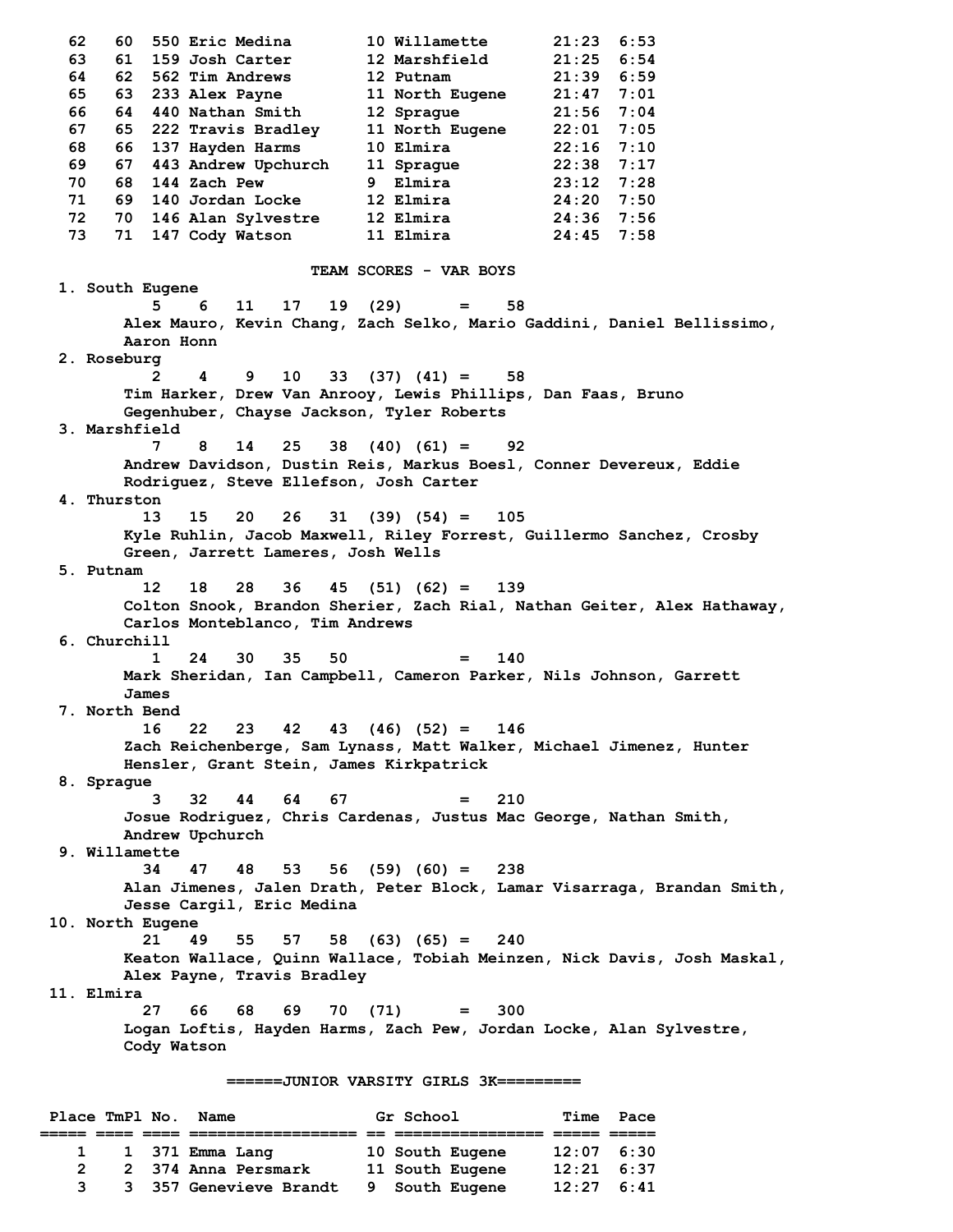| Place | TmPl | No. | Name | Gr | School | Time | Pace |
|---|---|---|---|---|---|---|---|
| 62 | 60 | 550 | Eric Medina | 10 | Willamette | 21:23 | 6:53 |
| 63 | 61 | 159 | Josh Carter | 12 | Marshfield | 21:25 | 6:54 |
| 64 | 62 | 562 | Tim Andrews | 12 | Putnam | 21:39 | 6:59 |
| 65 | 63 | 233 | Alex Payne | 11 | North Eugene | 21:47 | 7:01 |
| 66 | 64 | 440 | Nathan Smith | 12 | Sprague | 21:56 | 7:04 |
| 67 | 65 | 222 | Travis Bradley | 11 | North Eugene | 22:01 | 7:05 |
| 68 | 66 | 137 | Hayden Harms | 10 | Elmira | 22:16 | 7:10 |
| 69 | 67 | 443 | Andrew Upchurch | 11 | Sprague | 22:38 | 7:17 |
| 70 | 68 | 144 | Zach Pew | 9 | Elmira | 23:12 | 7:28 |
| 71 | 69 | 140 | Jordan Locke | 12 | Elmira | 24:20 | 7:50 |
| 72 | 70 | 146 | Alan Sylvestre | 12 | Elmira | 24:36 | 7:56 |
| 73 | 71 | 147 | Cody Watson | 11 | Elmira | 24:45 | 7:58 |

## TEAM SCORES - VAR BOYS

1. **South Eugene**
   5 6 11 17 19 (29) = 58
   Alex Mauro, Kevin Chang, Zach Selko, Mario Gaddini, Daniel Bellissimo, Aaron Honn
2. **Roseburg**
   2 4 9 10 33 (37) (41) = 58
   Tim Harker, Drew Van Anrooy, Lewis Phillips, Dan Faas, Bruno Gegenhuber, Chayse Jackson, Tyler Roberts
3. **Marshfield**
   7 8 14 25 38 (40) (61) = 92
   Andrew Davidson, Dustin Reis, Markus Boesl, Conner Devereux, Eddie Rodriguez, Steve Ellefson, Josh Carter
4. **Thurston**
   13 15 20 26 31 (39) (54) = 105
   Kyle Ruhlin, Jacob Maxwell, Riley Forrest, Guillermo Sanchez, Crosby Green, Jarrett Lameres, Josh Wells
5. **Putnam**
   12 18 28 36 45 (51) (62) = 139
   Colton Snook, Brandon Sherier, Zach Rial, Nathan Geiter, Alex Hathaway, Carlos Monteblanco, Tim Andrews
6. **Churchill**
   1 24 30 35 50 = 140
   Mark Sheridan, Ian Campbell, Cameron Parker, Nils Johnson, Garrett James
7. **North Bend**
   16 22 23 42 43 (46) (52) = 146
   Zach Reichenberge, Sam Lynass, Matt Walker, Michael Jimenez, Hunter Hensler, Grant Stein, James Kirkpatrick
8. **Sprague**
   3 32 44 64 67 = 210
   Josue Rodriguez, Chris Cardenas, Justus Mac George, Nathan Smith, Andrew Upchurch
9. **Willamette**
   34 47 48 53 56 (59) (60) = 238
   Alan Jimenes, Jalen Drath, Peter Block, Lamar Visarraga, Brandan Smith, Jesse Cargil, Eric Medina
10. **North Eugene**
    21 49 55 57 58 (63) (65) = 240
    Keaton Wallace, Quinn Wallace, Tobiah Meinzen, Nick Davis, Josh Maskal, Alex Payne, Travis Bradley
11. **Elmira**
    27 66 68 69 70 (71) = 300
    Logan Loftis, Hayden Harms, Zach Pew, Jordan Locke, Alan Sylvestre, Cody Watson

## ======JUNIOR VARSITY GIRLS 3K=========

| Place | TmPl | No. | Name | Gr | School | Time | Pace |
|---|---|---|---|---|---|---|---|
| 1 | 1 | 371 | Emma Lang | 10 | South Eugene | 12:07 | 6:30 |
| 2 | 2 | 374 | Anna Persmark | 11 | South Eugene | 12:21 | 6:37 |
| 3 | 3 | 357 | Genevieve Brandt | 9 | South Eugene | 12:27 | 6:41 |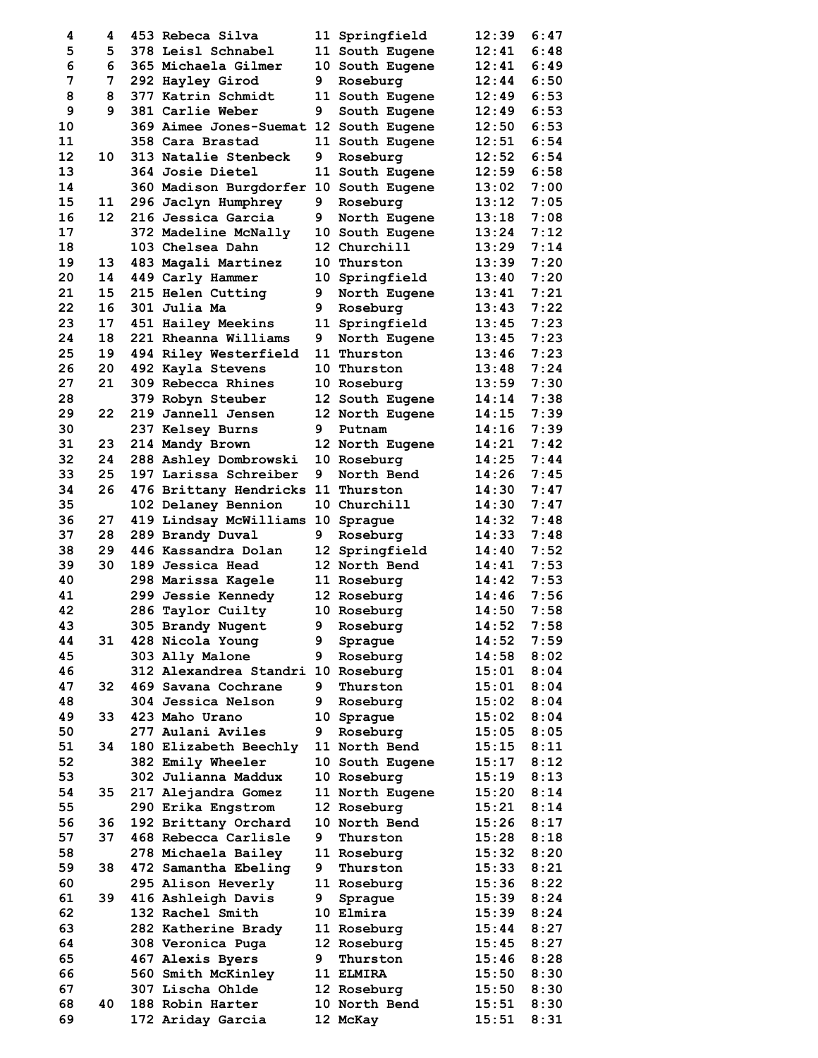| | | | | | | | |
|---|---|---|---|---|---|---|---|
| 4 | 4 | 453 | Rebeca Silva | 11 | Springfield | 12:39 | 6:47 |
| 5 | 5 | 378 | Leisl Schnabel | 11 | South Eugene | 12:41 | 6:48 |
| 6 | 6 | 365 | Michaela Gilmer | 10 | South Eugene | 12:41 | 6:49 |
| 7 | 7 | 292 | Hayley Girod | 9 | Roseburg | 12:44 | 6:50 |
| 8 | 8 | 377 | Katrin Schmidt | 11 | South Eugene | 12:49 | 6:53 |
| 9 | 9 | 381 | Carlie Weber | 9 | South Eugene | 12:49 | 6:53 |
| 10 | | 369 | Aimee Jones-Suemat | 12 | South Eugene | 12:50 | 6:53 |
| 11 | | 358 | Cara Brastad | 11 | South Eugene | 12:51 | 6:54 |
| 12 | 10 | 313 | Natalie Stenbeck | 9 | Roseburg | 12:52 | 6:54 |
| 13 | | 364 | Josie Dietel | 11 | South Eugene | 12:59 | 6:58 |
| 14 | | 360 | Madison Burgdorfer | 10 | South Eugene | 13:02 | 7:00 |
| 15 | 11 | 296 | Jaclyn Humphrey | 9 | Roseburg | 13:12 | 7:05 |
| 16 | 12 | 216 | Jessica Garcia | 9 | North Eugene | 13:18 | 7:08 |
| 17 | | 372 | Madeline McNally | 10 | South Eugene | 13:24 | 7:12 |
| 18 | | 103 | Chelsea Dahn | 12 | Churchill | 13:29 | 7:14 |
| 19 | 13 | 483 | Magali Martinez | 10 | Thurston | 13:39 | 7:20 |
| 20 | 14 | 449 | Carly Hammer | 10 | Springfield | 13:40 | 7:20 |
| 21 | 15 | 215 | Helen Cutting | 9 | North Eugene | 13:41 | 7:21 |
| 22 | 16 | 301 | Julia Ma | 9 | Roseburg | 13:43 | 7:22 |
| 23 | 17 | 451 | Hailey Meekins | 11 | Springfield | 13:45 | 7:23 |
| 24 | 18 | 221 | Rheanna Williams | 9 | North Eugene | 13:45 | 7:23 |
| 25 | 19 | 494 | Riley Westerfield | 11 | Thurston | 13:46 | 7:23 |
| 26 | 20 | 492 | Kayla Stevens | 10 | Thurston | 13:48 | 7:24 |
| 27 | 21 | 309 | Rebecca Rhines | 10 | Roseburg | 13:59 | 7:30 |
| 28 | | 379 | Robyn Steuber | 12 | South Eugene | 14:14 | 7:38 |
| 29 | 22 | 219 | Jannell Jensen | 12 | North Eugene | 14:15 | 7:39 |
| 30 | | 237 | Kelsey Burns | 9 | Putnam | 14:16 | 7:39 |
| 31 | 23 | 214 | Mandy Brown | 12 | North Eugene | 14:21 | 7:42 |
| 32 | 24 | 288 | Ashley Dombrowski | 10 | Roseburg | 14:25 | 7:44 |
| 33 | 25 | 197 | Larissa Schreiber | 9 | North Bend | 14:26 | 7:45 |
| 34 | 26 | 476 | Brittany Hendricks | 11 | Thurston | 14:30 | 7:47 |
| 35 | | 102 | Delaney Bennion | 10 | Churchill | 14:30 | 7:47 |
| 36 | 27 | 419 | Lindsay McWilliams | 10 | Sprague | 14:32 | 7:48 |
| 37 | 28 | 289 | Brandy Duval | 9 | Roseburg | 14:33 | 7:48 |
| 38 | 29 | 446 | Kassandra Dolan | 12 | Springfield | 14:40 | 7:52 |
| 39 | 30 | 189 | Jessica Head | 12 | North Bend | 14:41 | 7:53 |
| 40 | | 298 | Marissa Kagele | 11 | Roseburg | 14:42 | 7:53 |
| 41 | | 299 | Jessie Kennedy | 12 | Roseburg | 14:46 | 7:56 |
| 42 | | 286 | Taylor Cuilty | 10 | Roseburg | 14:50 | 7:58 |
| 43 | | 305 | Brandy Nugent | 9 | Roseburg | 14:52 | 7:58 |
| 44 | 31 | 428 | Nicola Young | 9 | Sprague | 14:52 | 7:59 |
| 45 | | 303 | Ally Malone | 9 | Roseburg | 14:58 | 8:02 |
| 46 | | 312 | Alexandrea Standri | 10 | Roseburg | 15:01 | 8:04 |
| 47 | 32 | 469 | Savana Cochrane | 9 | Thurston | 15:01 | 8:04 |
| 48 | | 304 | Jessica Nelson | 9 | Roseburg | 15:02 | 8:04 |
| 49 | 33 | 423 | Maho Urano | 10 | Sprague | 15:02 | 8:04 |
| 50 | | 277 | Aulani Aviles | 9 | Roseburg | 15:05 | 8:05 |
| 51 | 34 | 180 | Elizabeth Beechly | 11 | North Bend | 15:15 | 8:11 |
| 52 | | 382 | Emily Wheeler | 10 | South Eugene | 15:17 | 8:12 |
| 53 | | 302 | Julianna Maddux | 10 | Roseburg | 15:19 | 8:13 |
| 54 | 35 | 217 | Alejandra Gomez | 11 | North Eugene | 15:20 | 8:14 |
| 55 | | 290 | Erika Engstrom | 12 | Roseburg | 15:21 | 8:14 |
| 56 | 36 | 192 | Brittany Orchard | 10 | North Bend | 15:26 | 8:17 |
| 57 | 37 | 468 | Rebecca Carlisle | 9 | Thurston | 15:28 | 8:18 |
| 58 | | 278 | Michaela Bailey | 11 | Roseburg | 15:32 | 8:20 |
| 59 | 38 | 472 | Samantha Ebeling | 9 | Thurston | 15:33 | 8:21 |
| 60 | | 295 | Alison Heverly | 11 | Roseburg | 15:36 | 8:22 |
| 61 | 39 | 416 | Ashleigh Davis | 9 | Sprague | 15:39 | 8:24 |
| 62 | | 132 | Rachel Smith | 10 | Elmira | 15:39 | 8:24 |
| 63 | | 282 | Katherine Brady | 11 | Roseburg | 15:44 | 8:27 |
| 64 | | 308 | Veronica Puga | 12 | Roseburg | 15:45 | 8:27 |
| 65 | | 467 | Alexis Byers | 9 | Thurston | 15:46 | 8:28 |
| 66 | | 560 | Smith McKinley | 11 | ELMIRA | 15:50 | 8:30 |
| 67 | | 307 | Lischa Ohlde | 12 | Roseburg | 15:50 | 8:30 |
| 68 | 40 | 188 | Robin Harter | 10 | North Bend | 15:51 | 8:30 |
| 69 | | 172 | Ariday Garcia | 12 | McKay | 15:51 | 8:31 |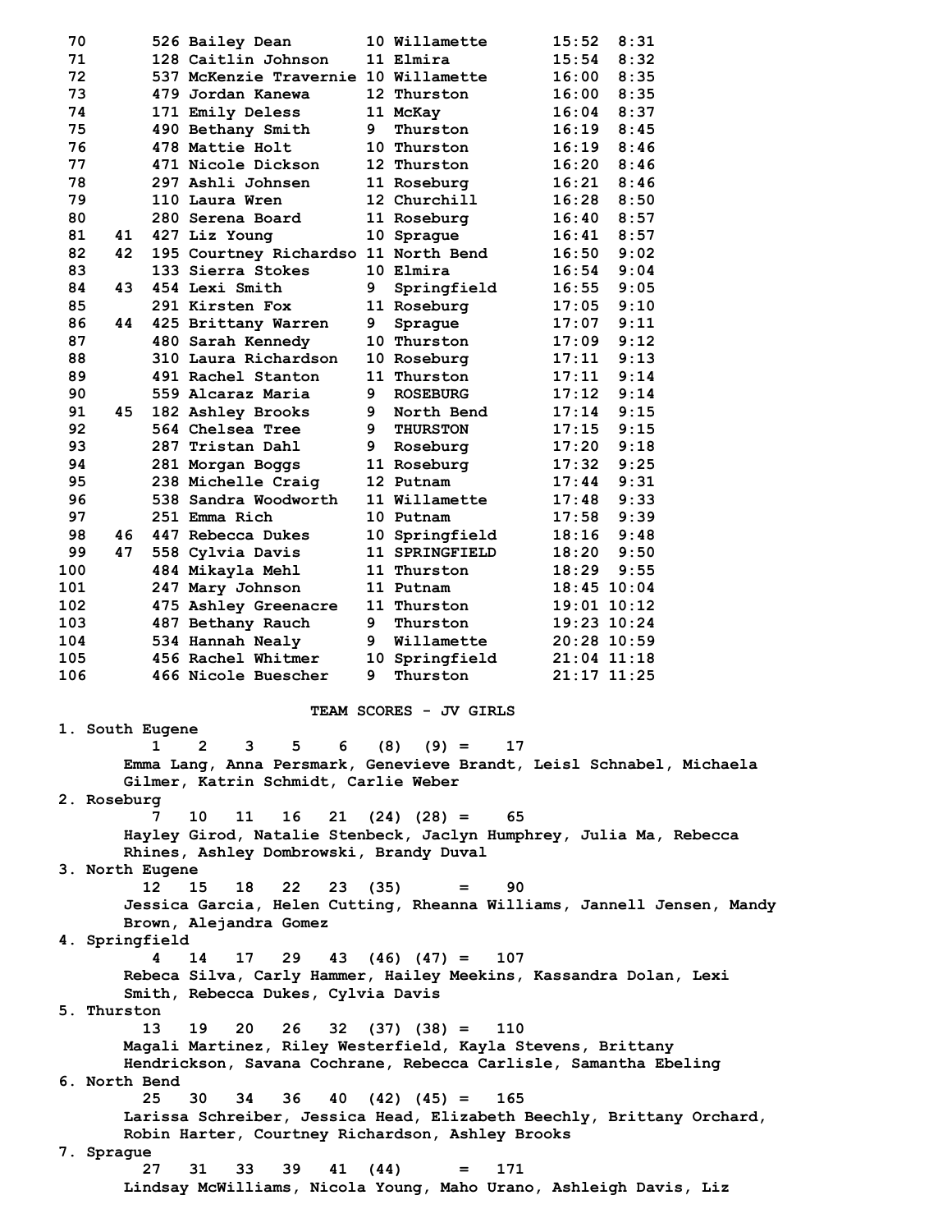| Place | Team Place | No. | Name | Yr | School | Time | Pace |
|---|---|---|---|---|---|---|---|
| 70 | | 526 | Bailey Dean | 10 | Willamette | 15:52 | 8:31 |
| 71 | | 128 | Caitlin Johnson | 11 | Elmira | 15:54 | 8:32 |
| 72 | | 537 | McKenzie Travernie | 10 | Willamette | 16:00 | 8:35 |
| 73 | | 479 | Jordan Kanewa | 12 | Thurston | 16:00 | 8:35 |
| 74 | | 171 | Emily Deless | 11 | McKay | 16:04 | 8:37 |
| 75 | | 490 | Bethany Smith | 9 | Thurston | 16:19 | 8:45 |
| 76 | | 478 | Mattie Holt | 10 | Thurston | 16:19 | 8:46 |
| 77 | | 471 | Nicole Dickson | 12 | Thurston | 16:20 | 8:46 |
| 78 | | 297 | Ashli Johnsen | 11 | Roseburg | 16:21 | 8:46 |
| 79 | | 110 | Laura Wren | 12 | Churchill | 16:28 | 8:50 |
| 80 | | 280 | Serena Board | 11 | Roseburg | 16:40 | 8:57 |
| 81 | 41 | 427 | Liz Young | 10 | Sprague | 16:41 | 8:57 |
| 82 | 42 | 195 | Courtney Richardso | 11 | North Bend | 16:50 | 9:02 |
| 83 | | 133 | Sierra Stokes | 10 | Elmira | 16:54 | 9:04 |
| 84 | 43 | 454 | Lexi Smith | 9 | Springfield | 16:55 | 9:05 |
| 85 | | 291 | Kirsten Fox | 11 | Roseburg | 17:05 | 9:10 |
| 86 | 44 | 425 | Brittany Warren | 9 | Sprague | 17:07 | 9:11 |
| 87 | | 480 | Sarah Kennedy | 10 | Thurston | 17:09 | 9:12 |
| 88 | | 310 | Laura Richardson | 10 | Roseburg | 17:11 | 9:13 |
| 89 | | 491 | Rachel Stanton | 11 | Thurston | 17:11 | 9:14 |
| 90 | | 559 | Alcaraz Maria | 9 | ROSEBURG | 17:12 | 9:14 |
| 91 | 45 | 182 | Ashley Brooks | 9 | North Bend | 17:14 | 9:15 |
| 92 | | 564 | Chelsea Tree | 9 | THURSTON | 17:15 | 9:15 |
| 93 | | 287 | Tristan Dahl | 9 | Roseburg | 17:20 | 9:18 |
| 94 | | 281 | Morgan Boggs | 11 | Roseburg | 17:32 | 9:25 |
| 95 | | 238 | Michelle Craig | 12 | Putnam | 17:44 | 9:31 |
| 96 | | 538 | Sandra Woodworth | 11 | Willamette | 17:48 | 9:33 |
| 97 | | 251 | Emma Rich | 10 | Putnam | 17:58 | 9:39 |
| 98 | 46 | 447 | Rebecca Dukes | 10 | Springfield | 18:16 | 9:48 |
| 99 | 47 | 558 | Cylvia Davis | 11 | SPRINGFIELD | 18:20 | 9:50 |
| 100 | | 484 | Mikayla Mehl | 11 | Thurston | 18:29 | 9:55 |
| 101 | | 247 | Mary Johnson | 11 | Putnam | 18:45 | 10:04 |
| 102 | | 475 | Ashley Greenacre | 11 | Thurston | 19:01 | 10:12 |
| 103 | | 487 | Bethany Rauch | 9 | Thurston | 19:23 | 10:24 |
| 104 | | 534 | Hannah Nealy | 9 | Willamette | 20:28 | 10:59 |
| 105 | | 456 | Rachel Whitmer | 10 | Springfield | 21:04 | 11:18 |
| 106 | | 466 | Nicole Buescher | 9 | Thurston | 21:17 | 11:25 |

## TEAM SCORES - JV GIRLS

1. South Eugene
   1 2 3 5 6 (8) (9) = 17
   Emma Lang, Anna Persmark, Genevieve Brandt, Leisl Schnabel, Michaela Gilmer, Katrin Schmidt, Carlie Weber
2. Roseburg
   7 10 11 16 21 (24) (28) = 65
   Hayley Girod, Natalie Stenbeck, Jaclyn Humphrey, Julia Ma, Rebecca Rhines, Ashley Dombrowski, Brandy Duval
3. North Eugene
   12 15 18 22 23 (35) = 90
   Jessica Garcia, Helen Cutting, Rheanna Williams, Jannell Jensen, Mandy Brown, Alejandra Gomez
4. Springfield
   4 14 17 29 43 (46) (47) = 107
   Rebeca Silva, Carly Hammer, Hailey Meekins, Kassandra Dolan, Lexi Smith, Rebecca Dukes, Cylvia Davis
5. Thurston
   13 19 20 26 32 (37) (38) = 110
   Magali Martinez, Riley Westerfield, Kayla Stevens, Brittany Hendrickson, Savana Cochrane, Rebecca Carlisle, Samantha Ebeling
6. North Bend
   25 30 34 36 40 (42) (45) = 165
   Larissa Schreiber, Jessica Head, Elizabeth Beechly, Brittany Orchard, Robin Harter, Courtney Richardson, Ashley Brooks
7. Sprague
   27 31 33 39 41 (44) = 171
   Lindsay McWilliams, Nicola Young, Maho Urano, Ashleigh Davis, Liz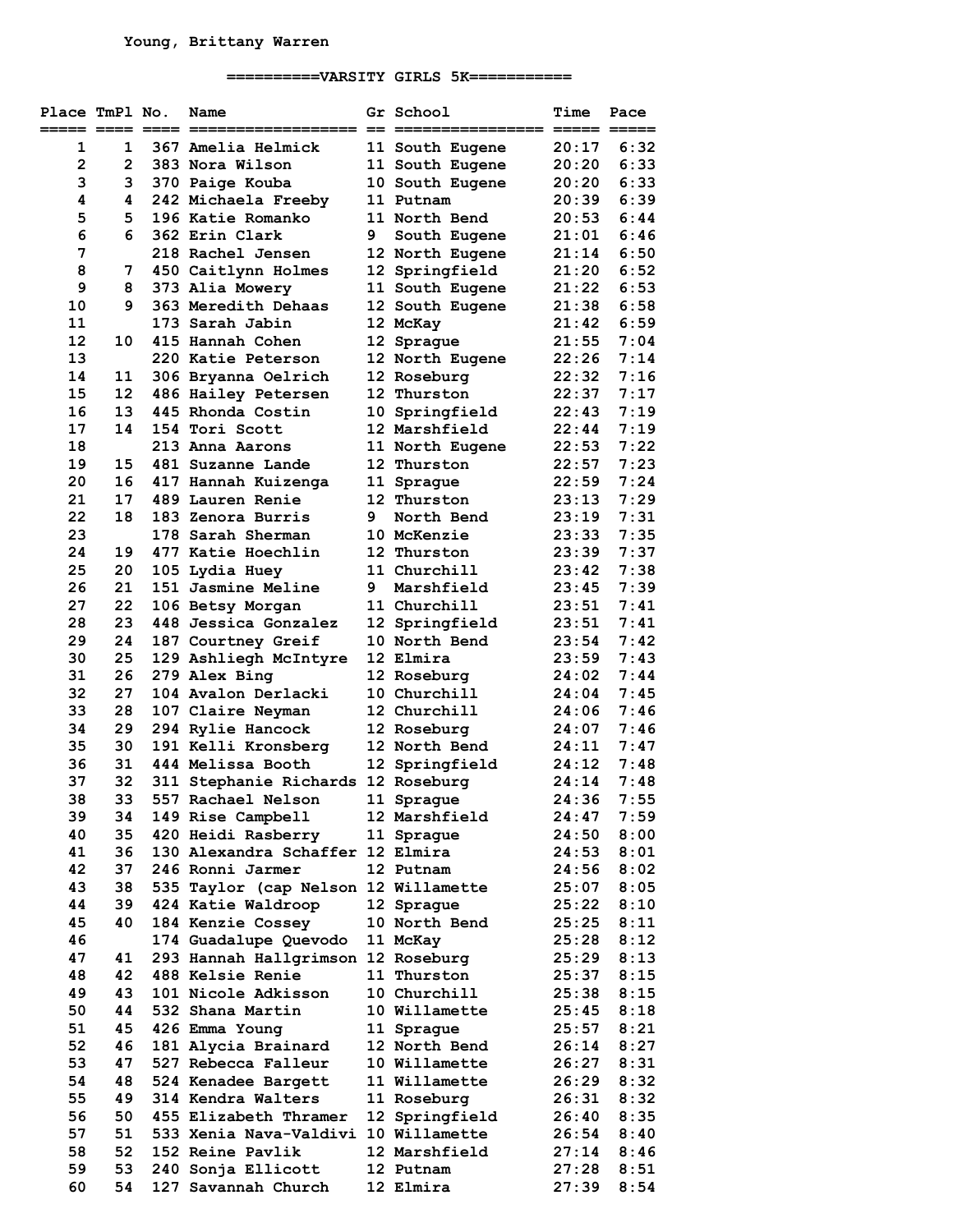Young, Brittany Warren

## ==========VARSITY GIRLS 5K===========

| Place | TmPl | No. | Name | Gr | School | Time | Pace |
|---|---|---|---|---|---|---|---|
| 1 | 1 | 367 | Amelia Helmick | 11 | South Eugene | 20:17 | 6:32 |
| 2 | 2 | 383 | Nora Wilson | 11 | South Eugene | 20:20 | 6:33 |
| 3 | 3 | 370 | Paige Kouba | 10 | South Eugene | 20:20 | 6:33 |
| 4 | 4 | 242 | Michaela Freeby | 11 | Putnam | 20:39 | 6:39 |
| 5 | 5 | 196 | Katie Romanko | 11 | North Bend | 20:53 | 6:44 |
| 6 | 6 | 362 | Erin Clark | 9 | South Eugene | 21:01 | 6:46 |
| 7 | | 218 | Rachel Jensen | 12 | North Eugene | 21:14 | 6:50 |
| 8 | 7 | 450 | Caitlynn Holmes | 12 | Springfield | 21:20 | 6:52 |
| 9 | 8 | 373 | Alia Mowery | 11 | South Eugene | 21:22 | 6:53 |
| 10 | 9 | 363 | Meredith Dehaas | 12 | South Eugene | 21:38 | 6:58 |
| 11 | | 173 | Sarah Jabin | 12 | McKay | 21:42 | 6:59 |
| 12 | 10 | 415 | Hannah Cohen | 12 | Sprague | 21:55 | 7:04 |
| 13 | | 220 | Katie Peterson | 12 | North Eugene | 22:26 | 7:14 |
| 14 | 11 | 306 | Bryanna Oelrich | 12 | Roseburg | 22:32 | 7:16 |
| 15 | 12 | 486 | Hailey Petersen | 12 | Thurston | 22:37 | 7:17 |
| 16 | 13 | 445 | Rhonda Costin | 10 | Springfield | 22:43 | 7:19 |
| 17 | 14 | 154 | Tori Scott | 12 | Marshfield | 22:44 | 7:19 |
| 18 | | 213 | Anna Aarons | 11 | North Eugene | 22:53 | 7:22 |
| 19 | 15 | 481 | Suzanne Lande | 12 | Thurston | 22:57 | 7:23 |
| 20 | 16 | 417 | Hannah Kuizenga | 11 | Sprague | 22:59 | 7:24 |
| 21 | 17 | 489 | Lauren Renie | 12 | Thurston | 23:13 | 7:29 |
| 22 | 18 | 183 | Zenora Burris | 9 | North Bend | 23:19 | 7:31 |
| 23 | | 178 | Sarah Sherman | 10 | McKenzie | 23:33 | 7:35 |
| 24 | 19 | 477 | Katie Hoechlin | 12 | Thurston | 23:39 | 7:37 |
| 25 | 20 | 105 | Lydia Huey | 11 | Churchill | 23:42 | 7:38 |
| 26 | 21 | 151 | Jasmine Meline | 9 | Marshfield | 23:45 | 7:39 |
| 27 | 22 | 106 | Betsy Morgan | 11 | Churchill | 23:51 | 7:41 |
| 28 | 23 | 448 | Jessica Gonzalez | 12 | Springfield | 23:51 | 7:41 |
| 29 | 24 | 187 | Courtney Greif | 10 | North Bend | 23:54 | 7:42 |
| 30 | 25 | 129 | Ashliegh McIntyre | 12 | Elmira | 23:59 | 7:43 |
| 31 | 26 | 279 | Alex Bing | 12 | Roseburg | 24:02 | 7:44 |
| 32 | 27 | 104 | Avalon Derlacki | 10 | Churchill | 24:04 | 7:45 |
| 33 | 28 | 107 | Claire Neyman | 12 | Churchill | 24:06 | 7:46 |
| 34 | 29 | 294 | Rylie Hancock | 12 | Roseburg | 24:07 | 7:46 |
| 35 | 30 | 191 | Kelli Kronsberg | 12 | North Bend | 24:11 | 7:47 |
| 36 | 31 | 444 | Melissa Booth | 12 | Springfield | 24:12 | 7:48 |
| 37 | 32 | 311 | Stephanie Richards | 12 | Roseburg | 24:14 | 7:48 |
| 38 | 33 | 557 | Rachael Nelson | 11 | Sprague | 24:36 | 7:55 |
| 39 | 34 | 149 | Rise Campbell | 12 | Marshfield | 24:47 | 7:59 |
| 40 | 35 | 420 | Heidi Rasberry | 11 | Sprague | 24:50 | 8:00 |
| 41 | 36 | 130 | Alexandra Schaffer | 12 | Elmira | 24:53 | 8:01 |
| 42 | 37 | 246 | Ronni Jarmer | 12 | Putnam | 24:56 | 8:02 |
| 43 | 38 | 535 | Taylor (cap Nelson | 12 | Willamette | 25:07 | 8:05 |
| 44 | 39 | 424 | Katie Waldroop | 12 | Sprague | 25:22 | 8:10 |
| 45 | 40 | 184 | Kenzie Cossey | 10 | North Bend | 25:25 | 8:11 |
| 46 | | 174 | Guadalupe Quevodo | 11 | McKay | 25:28 | 8:12 |
| 47 | 41 | 293 | Hannah Hallgrimson | 12 | Roseburg | 25:29 | 8:13 |
| 48 | 42 | 488 | Kelsie Renie | 11 | Thurston | 25:37 | 8:15 |
| 49 | 43 | 101 | Nicole Adkisson | 10 | Churchill | 25:38 | 8:15 |
| 50 | 44 | 532 | Shana Martin | 10 | Willamette | 25:45 | 8:18 |
| 51 | 45 | 426 | Emma Young | 11 | Sprague | 25:57 | 8:21 |
| 52 | 46 | 181 | Alycia Brainard | 12 | North Bend | 26:14 | 8:27 |
| 53 | 47 | 527 | Rebecca Falleur | 10 | Willamette | 26:27 | 8:31 |
| 54 | 48 | 524 | Kenadee Bargett | 11 | Willamette | 26:29 | 8:32 |
| 55 | 49 | 314 | Kendra Walters | 11 | Roseburg | 26:31 | 8:32 |
| 56 | 50 | 455 | Elizabeth Thramer | 12 | Springfield | 26:40 | 8:35 |
| 57 | 51 | 533 | Xenia Nava-Valdivi | 10 | Willamette | 26:54 | 8:40 |
| 58 | 52 | 152 | Reine Pavlik | 12 | Marshfield | 27:14 | 8:46 |
| 59 | 53 | 240 | Sonja Ellicott | 12 | Putnam | 27:28 | 8:51 |
| 60 | 54 | 127 | Savannah Church | 12 | Elmira | 27:39 | 8:54 |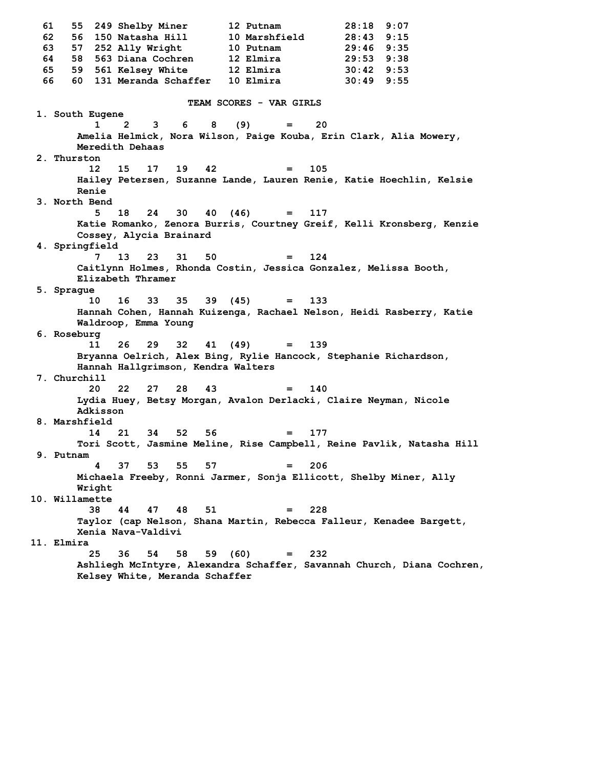| | | | | | | | |
|---|---|---|---|---|---|---|---|
| 61 | 55 | 249 | Shelby Miner | 12 | Putnam | 28:18 | 9:07 |
| 62 | 56 | 150 | Natasha Hill | 10 | Marshfield | 28:43 | 9:15 |
| 63 | 57 | 252 | Ally Wright | 10 | Putnam | 29:46 | 9:35 |
| 64 | 58 | 563 | Diana Cochren | 12 | Elmira | 29:53 | 9:38 |
| 65 | 59 | 561 | Kelsey White | 12 | Elmira | 30:42 | 9:53 |
| 66 | 60 | 131 | Meranda Schaffer | 10 | Elmira | 30:49 | 9:55 |

## TEAM SCORES - VAR GIRLS

1. South Eugene
   1 2 3 6 8 (9) = 20
   Amelia Helmick, Nora Wilson, Paige Kouba, Erin Clark, Alia Mowery, Meredith Dehaas
2. Thurston
   12 15 17 19 42 = 105
   Hailey Petersen, Suzanne Lande, Lauren Renie, Katie Hoechlin, Kelsie Renie
3. North Bend
   5 18 24 30 40 (46) = 117
   Katie Romanko, Zenora Burris, Courtney Greif, Kelli Kronsberg, Kenzie Cossey, Alycia Brainard
4. Springfield
   7 13 23 31 50 = 124
   Caitlynn Holmes, Rhonda Costin, Jessica Gonzalez, Melissa Booth, Elizabeth Thramer
5. Sprague
   10 16 33 35 39 (45) = 133
   Hannah Cohen, Hannah Kuizenga, Rachael Nelson, Heidi Rasberry, Katie Waldroop, Emma Young
6. Roseburg
   11 26 29 32 41 (49) = 139
   Bryanna Oelrich, Alex Bing, Rylie Hancock, Stephanie Richardson, Hannah Hallgrimson, Kendra Walters
7. Churchill
   20 22 27 28 43 = 140
   Lydia Huey, Betsy Morgan, Avalon Derlacki, Claire Neyman, Nicole Adkisson
8. Marshfield
   14 21 34 52 56 = 177
   Tori Scott, Jasmine Meline, Rise Campbell, Reine Pavlik, Natasha Hill
9. Putnam
   4 37 53 55 57 = 206
   Michaela Freeby, Ronni Jarmer, Sonja Ellicott, Shelby Miner, Ally Wright
10. Willamette
    38 44 47 48 51 = 228
    Taylor (cap Nelson, Shana Martin, Rebecca Falleur, Kenadee Bargett, Xenia Nava-Valdivi
11. Elmira
    25 36 54 58 59 (60) = 232
    Ashliegh McIntyre, Alexandra Schaffer, Savannah Church, Diana Cochren, Kelsey White, Meranda Schaffer